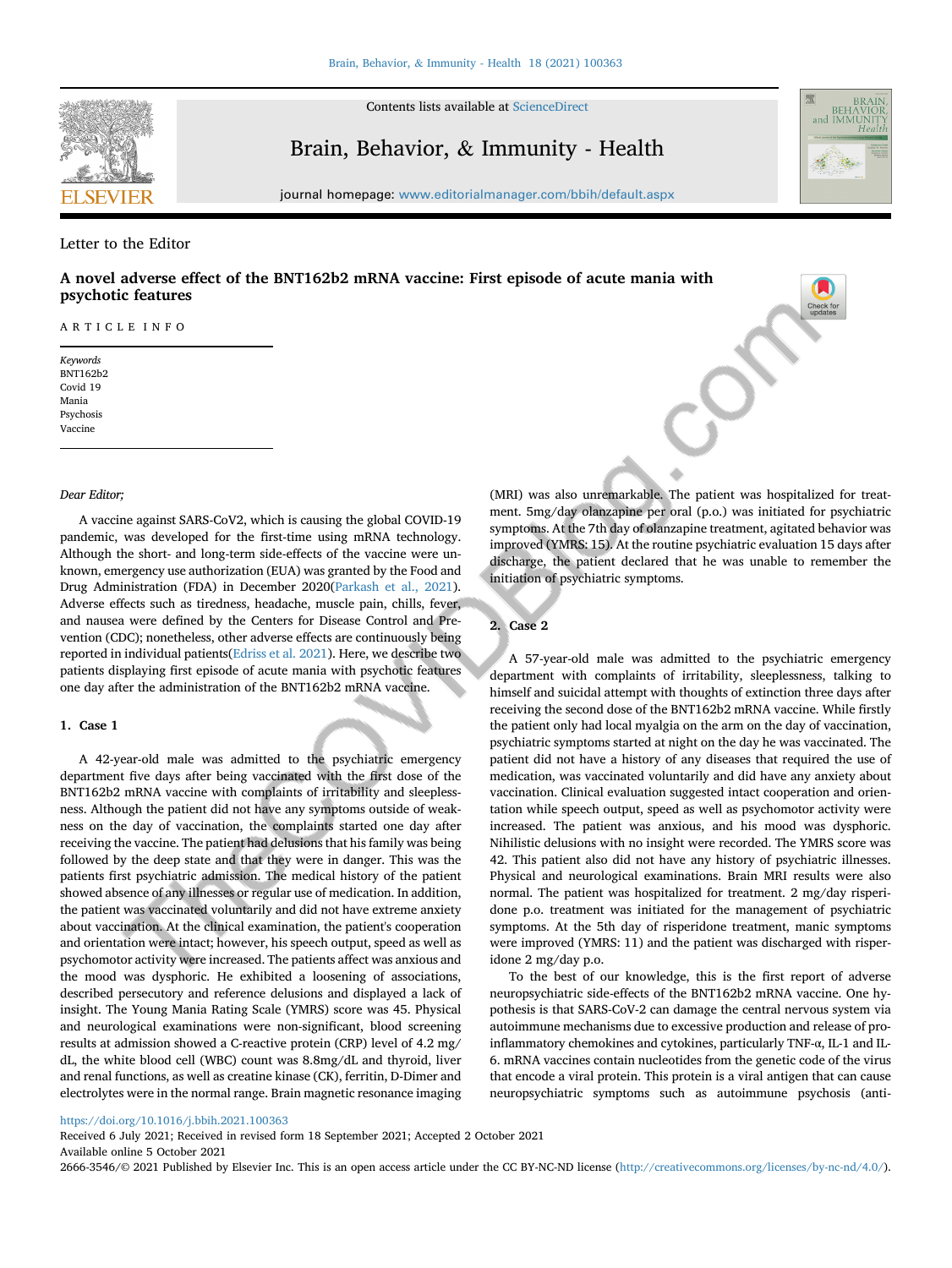Letter to the Editor

# A novel adverse effect of the BNT162b2 mRNA vaccine: First episode of acute mania with psychotic features

ARTICLE INFO

*Keywords*
BNT162b2
Covid 19
Mania
Psychosis
Vaccine

*Dear Editor;*

A vaccine against SARS-CoV2, which is causing the global COVID-19 pandemic, was developed for the first-time using mRNA technology. Although the short- and long-term side-effects of the vaccine were unknown, emergency use authorization (EUA) was granted by the Food and Drug Administration (FDA) in December 2020(Parkash et al., 2021). Adverse effects such as tiredness, headache, muscle pain, chills, fever, and nausea were defined by the Centers for Disease Control and Prevention (CDC); nonetheless, other adverse effects are continuously being reported in individual patients(Edriss et al. 2021). Here, we describe two patients displaying first episode of acute mania with psychotic features one day after the administration of the BNT162b2 mRNA vaccine.

## 1. Case 1

A 42-year-old male was admitted to the psychiatric emergency department five days after being vaccinated with the first dose of the BNT162b2 mRNA vaccine with complaints of irritability and sleeplessness. Although the patient did not have any symptoms outside of weakness on the day of vaccination, the complaints started one day after receiving the vaccine. The patient had delusions that his family was being followed by the deep state and that they were in danger. This was the patients first psychiatric admission. The medical history of the patient showed absence of any illnesses or regular use of medication. In addition, the patient was vaccinated voluntarily and did not have extreme anxiety about vaccination. At the clinical examination, the patient's cooperation and orientation were intact; however, his speech output, speed as well as psychomotor activity were increased. The patients affect was anxious and the mood was dysphoric. He exhibited a loosening of associations, described persecutory and reference delusions and displayed a lack of insight. The Young Mania Rating Scale (YMRS) score was 45. Physical and neurological examinations were non-significant, blood screening results at admission showed a C-reactive protein (CRP) level of 4.2 mg/dL, the white blood cell (WBC) count was 8.8mg/dL and thyroid, liver and renal functions, as well as creatine kinase (CK), ferritin, D-Dimer and electrolytes were in the normal range. Brain magnetic resonance imaging (MRI) was also unremarkable. The patient was hospitalized for treatment. 5mg/day olanzapine per oral (p.o.) was initiated for psychiatric symptoms. At the 7th day of olanzapine treatment, agitated behavior was improved (YMRS: 15). At the routine psychiatric evaluation 15 days after discharge, the patient declared that he was unable to remember the initiation of psychiatric symptoms.

## 2. Case 2

A 57-year-old male was admitted to the psychiatric emergency department with complaints of irritability, sleeplessness, talking to himself and suicidal attempt with thoughts of extinction three days after receiving the second dose of the BNT162b2 mRNA vaccine. While firstly the patient only had local myalgia on the arm on the day of vaccination, psychiatric symptoms started at night on the day he was vaccinated. The patient did not have a history of any diseases that required the use of medication, was vaccinated voluntarily and did have any anxiety about vaccination. Clinical evaluation suggested intact cooperation and orientation while speech output, speed as well as psychomotor activity were increased. The patient was anxious, and his mood was dysphoric. Nihilistic delusions with no insight were recorded. The YMRS score was 42. This patient also did not have any history of psychiatric illnesses. Physical and neurological examinations. Brain MRI results were also normal. The patient was hospitalized for treatment. 2 mg/day risperidone p.o. treatment was initiated for the management of psychiatric symptoms. At the 5th day of risperidone treatment, manic symptoms were improved (YMRS: 11) and the patient was discharged with risperidone 2 mg/day p.o.

To the best of our knowledge, this is the first report of adverse neuropsychiatric side-effects of the BNT162b2 mRNA vaccine. One hypothesis is that SARS-CoV-2 can damage the central nervous system via autoimmune mechanisms due to excessive production and release of pro-inflammatory chemokines and cytokines, particularly TNF-α, IL-1 and IL-6. mRNA vaccines contain nucleotides from the genetic code of the virus that encode a viral protein. This protein is a viral antigen that can cause neuropsychiatric symptoms such as autoimmune psychosis (anti-

https://doi.org/10.1016/j.bbih.2021.100363
Received 6 July 2021; Received in revised form 18 September 2021; Accepted 2 October 2021
Available online 5 October 2021
2666-3546/© 2021 Published by Elsevier Inc. This is an open access article under the CC BY-NC-ND license (http://creativecommons.org/licenses/by-nc-nd/4.0/).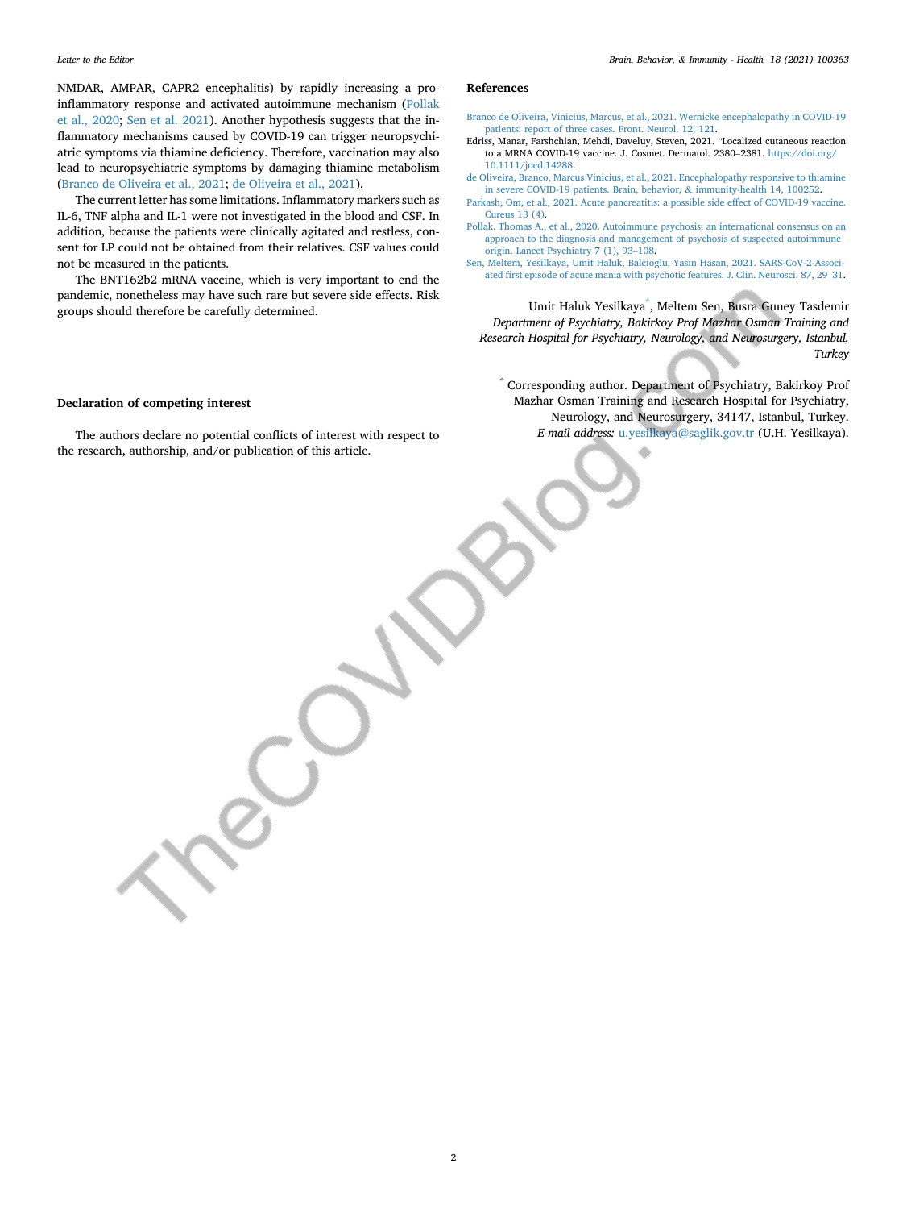NMDAR, AMPAR, CAPR2 encephalitis) by rapidly increasing a pro-inflammatory response and activated autoimmune mechanism (Pollak et al., 2020; Sen et al. 2021). Another hypothesis suggests that the inflammatory mechanisms caused by COVID-19 can trigger neuropsychiatric symptoms via thiamine deficiency. Therefore, vaccination may also lead to neuropsychiatric symptoms by damaging thiamine metabolism (Branco de Oliveira et al., 2021; de Oliveira et al., 2021).

The current letter has some limitations. Inflammatory markers such as IL-6, TNF alpha and IL-1 were not investigated in the blood and CSF. In addition, because the patients were clinically agitated and restless, consent for LP could not be obtained from their relatives. CSF values could not be measured in the patients.

The BNT162b2 mRNA vaccine, which is very important to end the pandemic, nonetheless may have such rare but severe side effects. Risk groups should therefore be carefully determined.

## Declaration of competing interest

The authors declare no potential conflicts of interest with respect to the research, authorship, and/or publication of this article.

## References

Branco de Oliveira, Vinicius, Marcus, et al., 2021. Wernicke encephalopathy in COVID-19 patients: report of three cases. Front. Neurol. 12, 121.

Edriss, Manar, Farshchian, Mehdi, Daveluy, Steven, 2021. "Localized cutaneous reaction to a MRNA COVID-19 vaccine. J. Cosmet. Dermatol. 2380–2381. https://doi.org/10.1111/jocd.14288.

de Oliveira, Branco, Marcus Vinicius, et al., 2021. Encephalopathy responsive to thiamine in severe COVID-19 patients. Brain, behavior, & immunity-health 14, 100252.

Parkash, Om, et al., 2021. Acute pancreatitis: a possible side effect of COVID-19 vaccine. Cureus 13 (4).

Pollak, Thomas A., et al., 2020. Autoimmune psychosis: an international consensus on an approach to the diagnosis and management of psychosis of suspected autoimmune origin. Lancet Psychiatry 7 (1), 93–108.

Sen, Meltem, Yesilkaya, Umit Haluk, Balcioglu, Yasin Hasan, 2021. SARS-CoV-2-Associated first episode of acute mania with psychotic features. J. Clin. Neurosci. 87, 29–31.

Umit Haluk Yesilkaya*, Meltem Sen, Busra Guney Tasdemir

*Department of Psychiatry, Bakirkoy Prof Mazhar Osman Training and Research Hospital for Psychiatry, Neurology, and Neurosurgery, Istanbul, Turkey*

* Corresponding author. Department of Psychiatry, Bakirkoy Prof Mazhar Osman Training and Research Hospital for Psychiatry, Neurology, and Neurosurgery, 34147, Istanbul, Turkey.

*E-mail address:* u.yesilkaya@saglik.gov.tr (U.H. Yesilkaya).